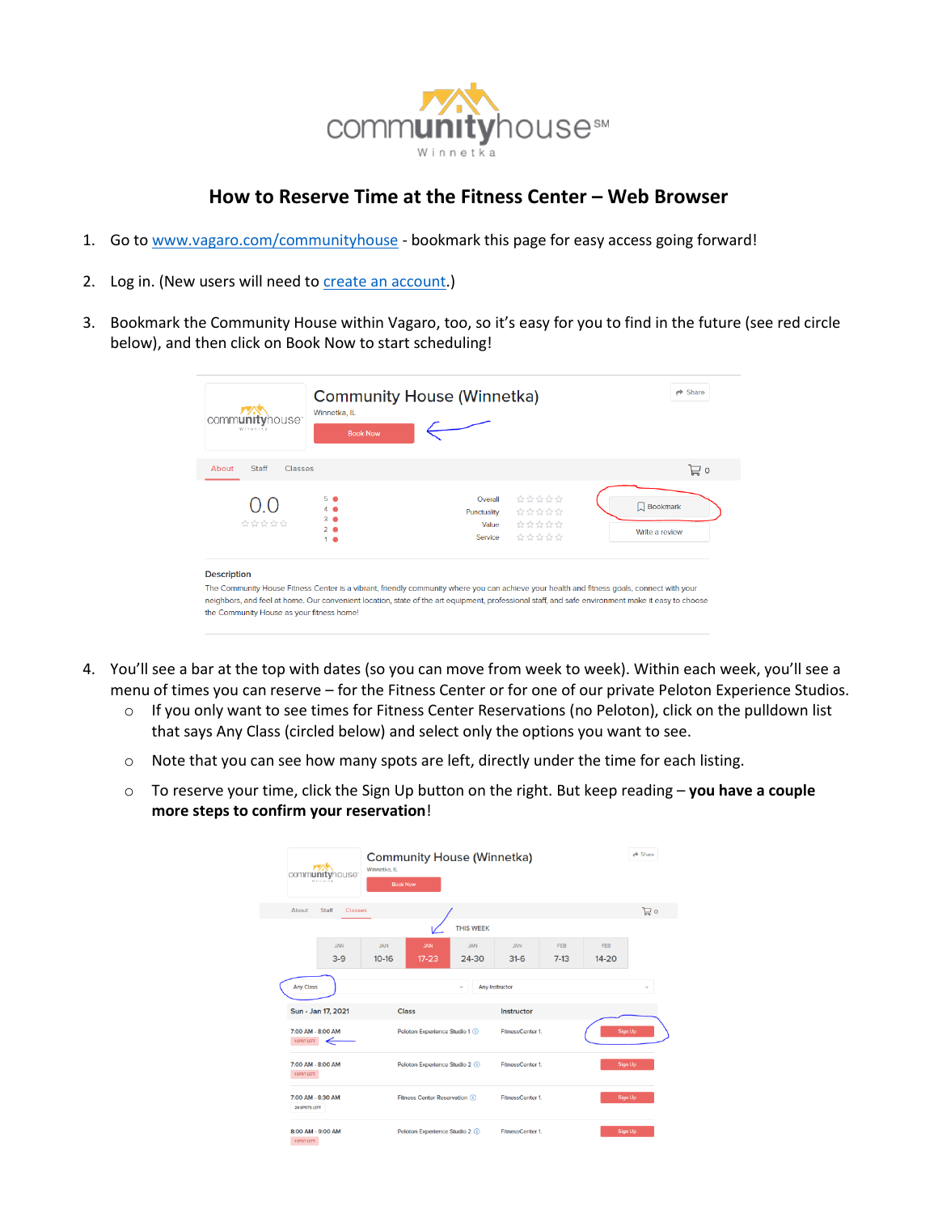# How to Reserve Time at the Fitness Center – Web Browser

1. Go to [www.vagaro.com/communityhouse](http://www.vagaro.com/communityhouse) - bookmark this page for easy access going forward!

2. Log in. (New users will need to [create an account](#).)

3. Bookmark the Community House within Vagaro, too, so it's easy for you to find in the future (see red circle below), and then click on Book Now to start scheduling!

4. You'll see a bar at the top with dates (so you can move from week to week). Within each week, you'll see a menu of times you can reserve – for the Fitness Center or for one of our private Peloton Experience Studios.
   - If you only want to see times for Fitness Center Reservations (no Peloton), click on the pulldown list that says Any Class (circled below) and select only the options you want to see.
   - Note that you can see how many spots are left, directly under the time for each listing.
   - To reserve your time, click the Sign Up button on the right. But keep reading – **you have a couple more steps to confirm your reservation**!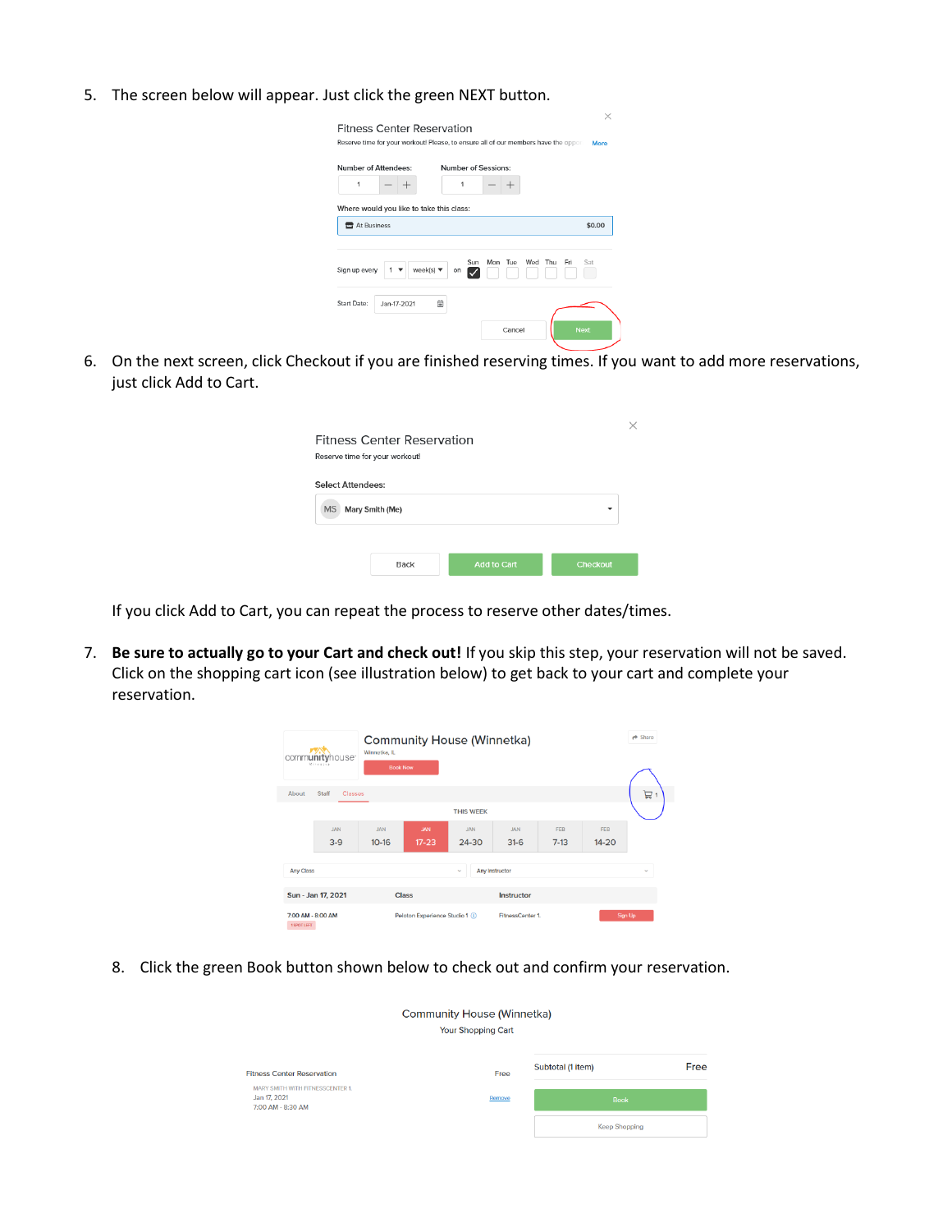5. The screen below will appear. Just click the green NEXT button.

Fitness Center Reservation

Reserve time for your workout! Please, to ensure all of our members have the oppo... More

Number of Attendees: 1

Number of Sessions: 1

Where would you like to take this class:

At Business $0.00

Sign up every 1 week(s) on Sun Mon Tue Wed Thu Fri Sat

Start Date: Jan-17-2021

Cancel Next

6. On the next screen, click Checkout if you are finished reserving times. If you want to add more reservations, just click Add to Cart.

Fitness Center Reservation

Reserve time for your workout!

Select Attendees:

MS Mary Smith (Me)

Back Add to Cart Checkout

If you click Add to Cart, you can repeat the process to reserve other dates/times.

7. **Be sure to actually go to your Cart and check out!** If you skip this step, your reservation will not be saved. Click on the shopping cart icon (see illustration below) to get back to your cart and complete your reservation.

Community House (Winnetka)

Winnetka, IL

Book Now

Share

About Staff Classes

THIS WEEK

JAN 3-9 | JAN 10-16 | JAN 17-23 | JAN 24-30 | JAN 31-6 | FEB 7-13 | FEB 14-20

Any Class | Any Instructor

| Sun - Jan 17, 2021 | Class | Instructor | |
|---|---|---|---|
| 7:00 AM - 8:00 AM | Peloton Experience Studio 1 | FitnessCenter 1 | Sign Up |

8. Click the green Book button shown below to check out and confirm your reservation.

Community House (Winnetka)

Your Shopping Cart

Fitness Center Reservation Free

MARY SMITH WITH FITNESSCENTER 1
Jan 17, 2021
7:00 AM - 8:30 AM

Remove

Subtotal (1 item) Free

Book

Keep Shopping